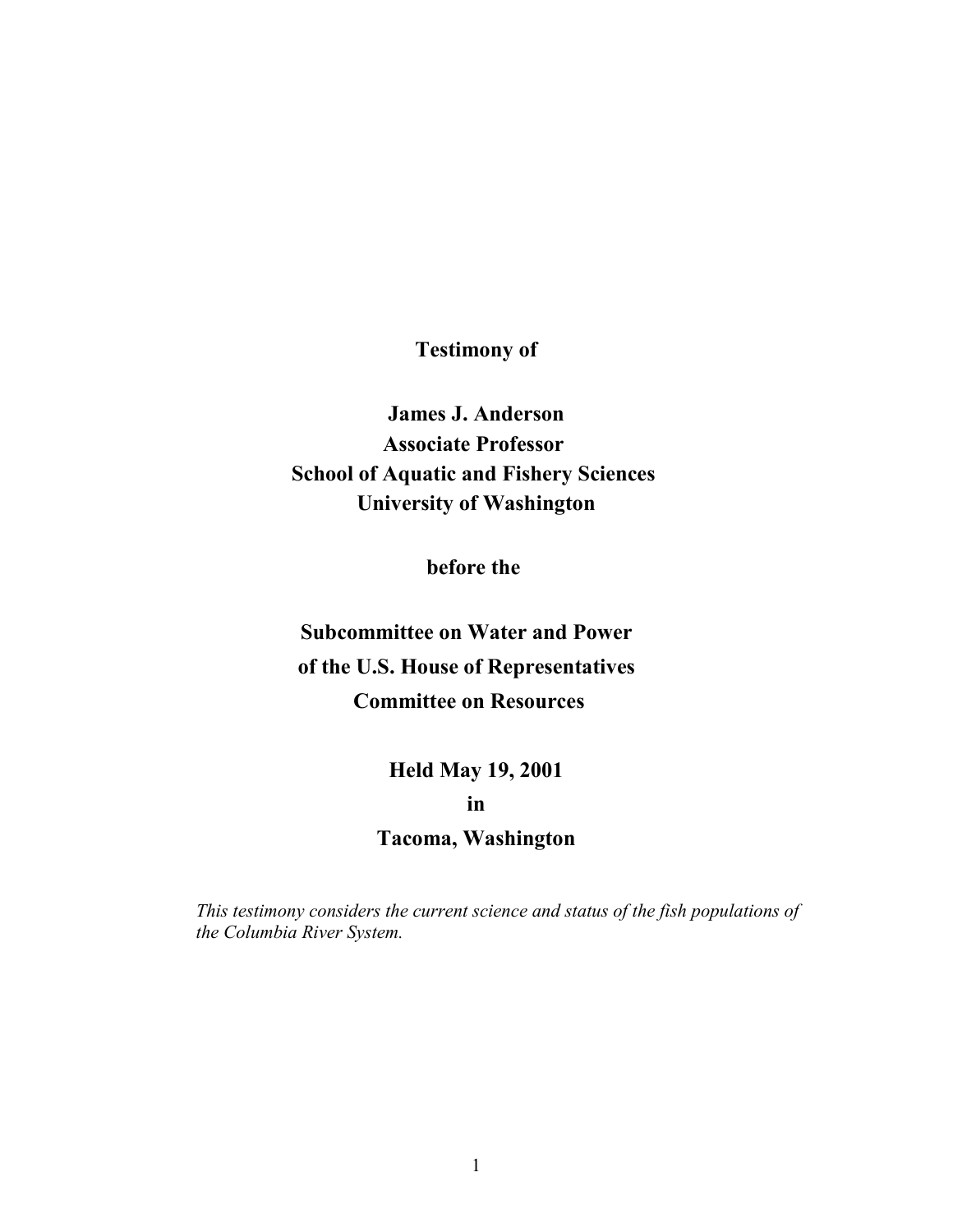**Testimony of**

**James J. Anderson**
**Associate Professor**
**School of Aquatic and Fishery Sciences**
**University of Washington**

**before the**

**Subcommittee on Water and Power**
**of the U.S. House of Representatives**
**Committee on Resources**

**Held May 19, 2001**
**in**
**Tacoma, Washington**

*This testimony considers the current science and status of the fish populations of the Columbia River System.*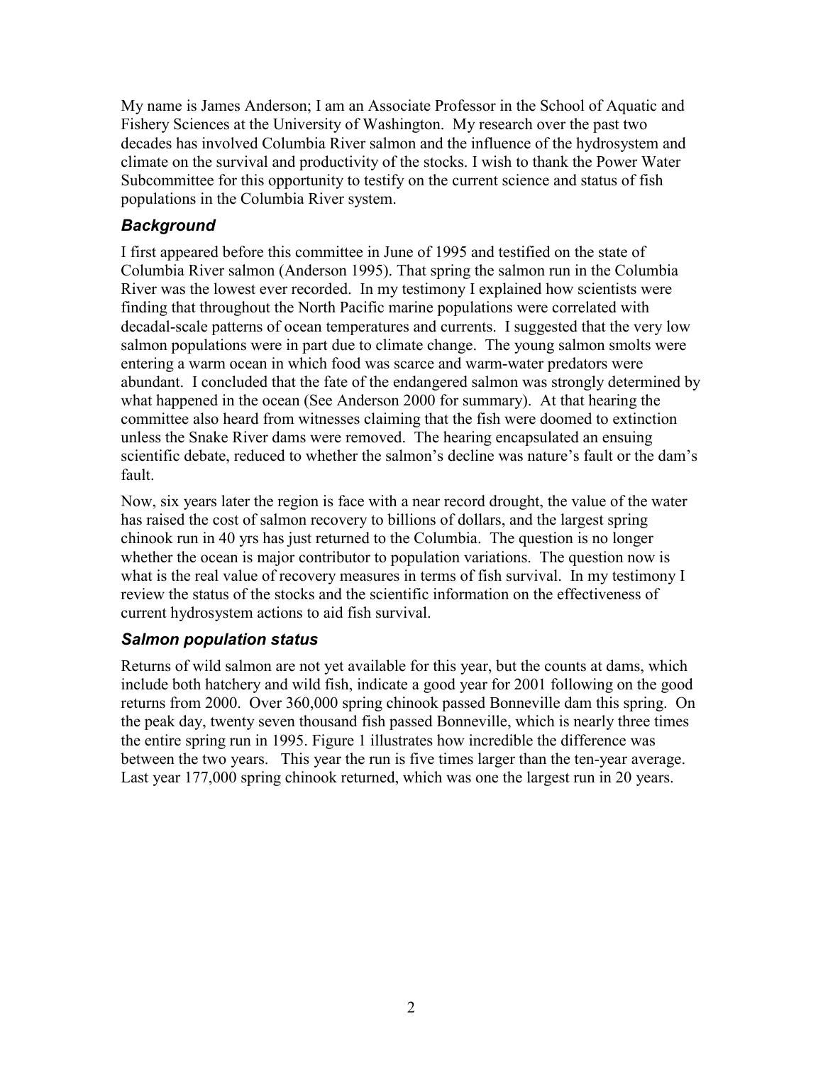My name is James Anderson; I am an Associate Professor in the School of Aquatic and Fishery Sciences at the University of Washington. My research over the past two decades has involved Columbia River salmon and the influence of the hydrosystem and climate on the survival and productivity of the stocks. I wish to thank the Power Water Subcommittee for this opportunity to testify on the current science and status of fish populations in the Columbia River system.

## *Background*

I first appeared before this committee in June of 1995 and testified on the state of Columbia River salmon (Anderson 1995). That spring the salmon run in the Columbia River was the lowest ever recorded. In my testimony I explained how scientists were finding that throughout the North Pacific marine populations were correlated with decadal-scale patterns of ocean temperatures and currents. I suggested that the very low salmon populations were in part due to climate change. The young salmon smolts were entering a warm ocean in which food was scarce and warm-water predators were abundant. I concluded that the fate of the endangered salmon was strongly determined by what happened in the ocean (See Anderson 2000 for summary). At that hearing the committee also heard from witnesses claiming that the fish were doomed to extinction unless the Snake River dams were removed. The hearing encapsulated an ensuing scientific debate, reduced to whether the salmon's decline was nature's fault or the dam's fault.

Now, six years later the region is face with a near record drought, the value of the water has raised the cost of salmon recovery to billions of dollars, and the largest spring chinook run in 40 yrs has just returned to the Columbia. The question is no longer whether the ocean is major contributor to population variations. The question now is what is the real value of recovery measures in terms of fish survival. In my testimony I review the status of the stocks and the scientific information on the effectiveness of current hydrosystem actions to aid fish survival.

## *Salmon population status*

Returns of wild salmon are not yet available for this year, but the counts at dams, which include both hatchery and wild fish, indicate a good year for 2001 following on the good returns from 2000. Over 360,000 spring chinook passed Bonneville dam this spring. On the peak day, twenty seven thousand fish passed Bonneville, which is nearly three times the entire spring run in 1995. Figure 1 illustrates how incredible the difference was between the two years. This year the run is five times larger than the ten-year average. Last year 177,000 spring chinook returned, which was one the largest run in 20 years.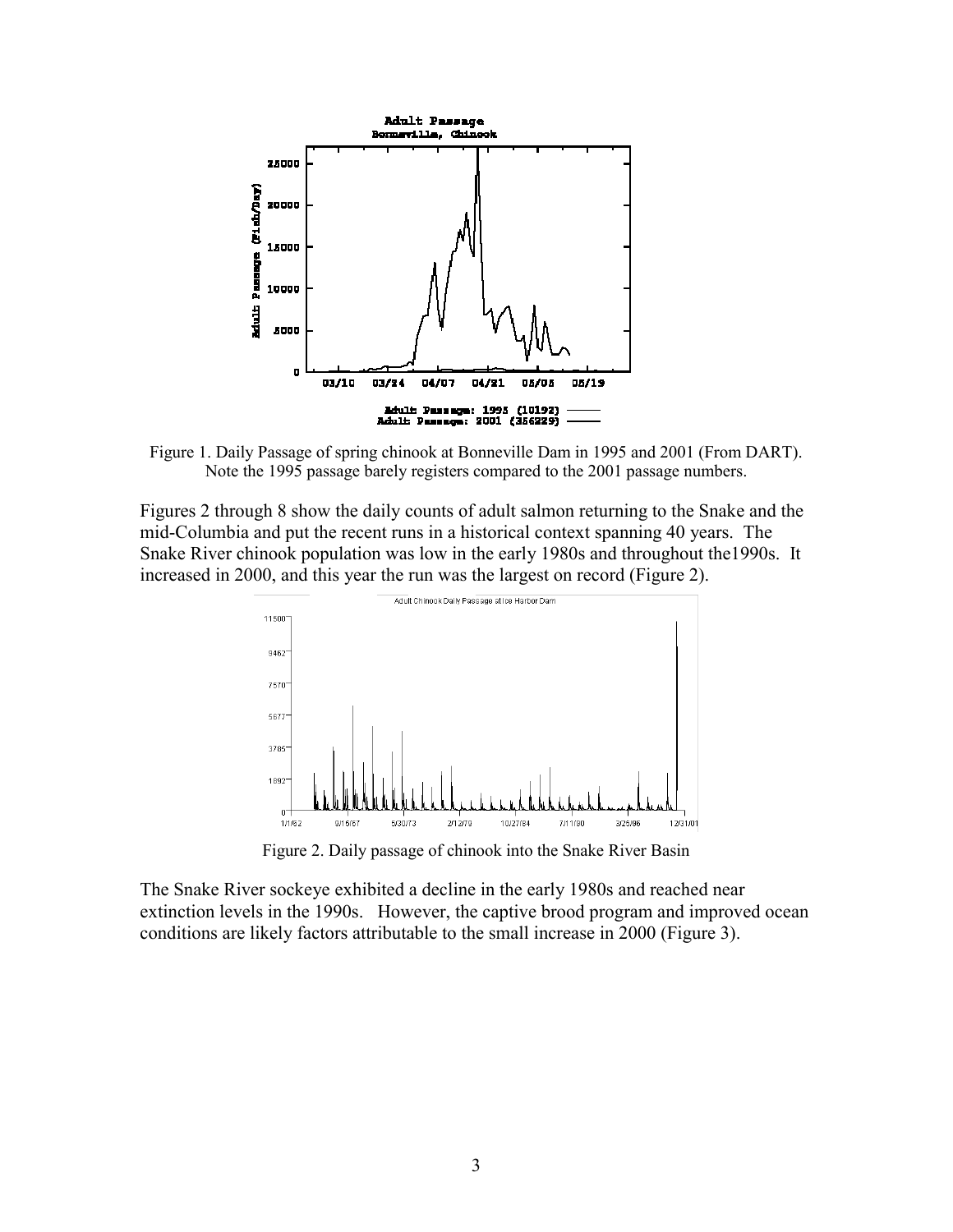Figure 1. Daily Passage of spring chinook at Bonneville Dam in 1995 and 2001 (From DART). Note the 1995 passage barely registers compared to the 2001 passage numbers.

Figures 2 through 8 show the daily counts of adult salmon returning to the Snake and the mid-Columbia and put the recent runs in a historical context spanning 40 years. The Snake River chinook population was low in the early 1980s and throughout the1990s. It increased in 2000, and this year the run was the largest on record (Figure 2).

Figure 2. Daily passage of chinook into the Snake River Basin

The Snake River sockeye exhibited a decline in the early 1980s and reached near extinction levels in the 1990s. However, the captive brood program and improved ocean conditions are likely factors attributable to the small increase in 2000 (Figure 3).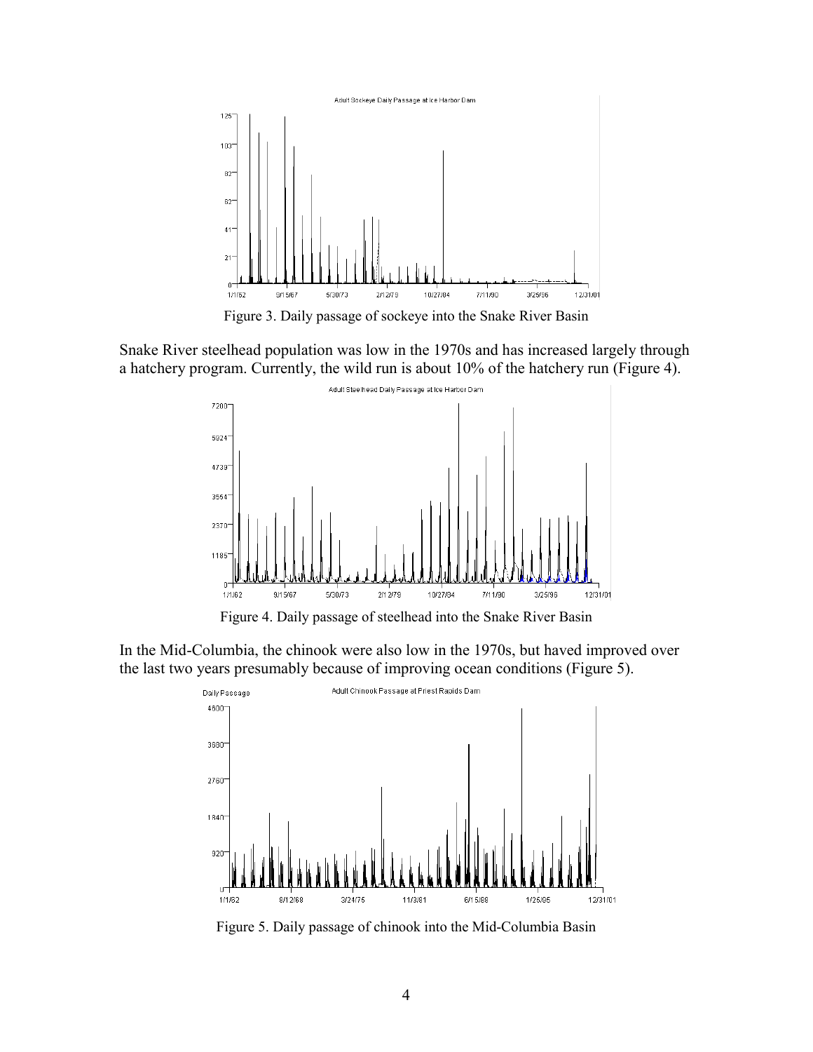Figure 3. Daily passage of sockeye into the Snake River Basin

Snake River steelhead population was low in the 1970s and has increased largely through a hatchery program. Currently, the wild run is about 10% of the hatchery run (Figure 4).

Figure 4. Daily passage of steelhead into the Snake River Basin

In the Mid-Columbia, the chinook were also low in the 1970s, but haved improved over the last two years presumably because of improving ocean conditions (Figure 5).

Figure 5. Daily passage of chinook into the Mid-Columbia Basin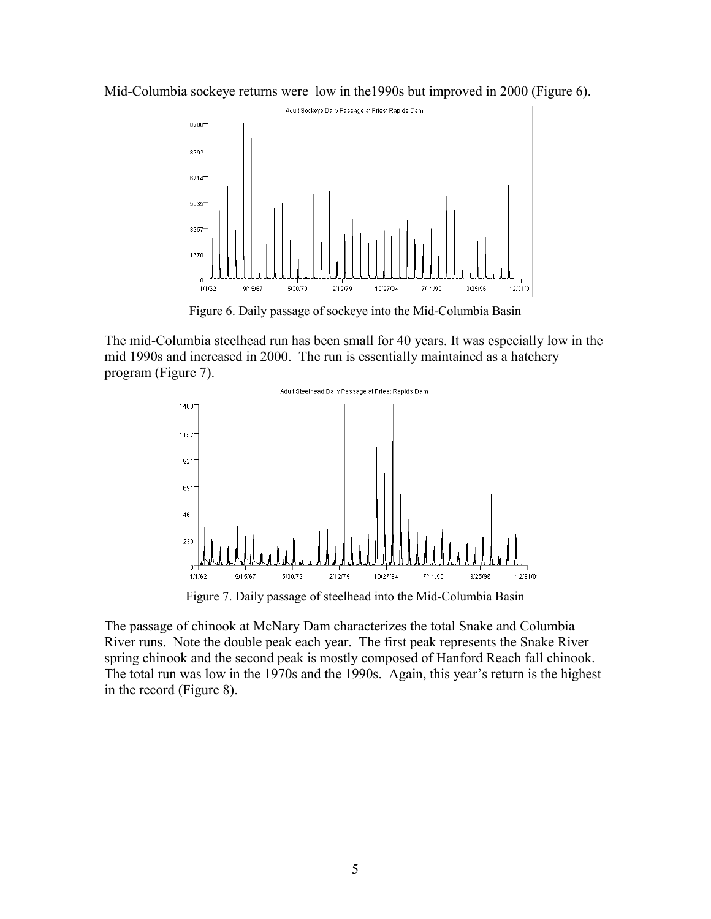Mid-Columbia sockeye returns were low in the1990s but improved in 2000 (Figure 6).

Figure 6. Daily passage of sockeye into the Mid-Columbia Basin

The mid-Columbia steelhead run has been small for 40 years. It was especially low in the mid 1990s and increased in 2000. The run is essentially maintained as a hatchery program (Figure 7).

Figure 7. Daily passage of steelhead into the Mid-Columbia Basin

The passage of chinook at McNary Dam characterizes the total Snake and Columbia River runs. Note the double peak each year. The first peak represents the Snake River spring chinook and the second peak is mostly composed of Hanford Reach fall chinook. The total run was low in the 1970s and the 1990s. Again, this year's return is the highest in the record (Figure 8).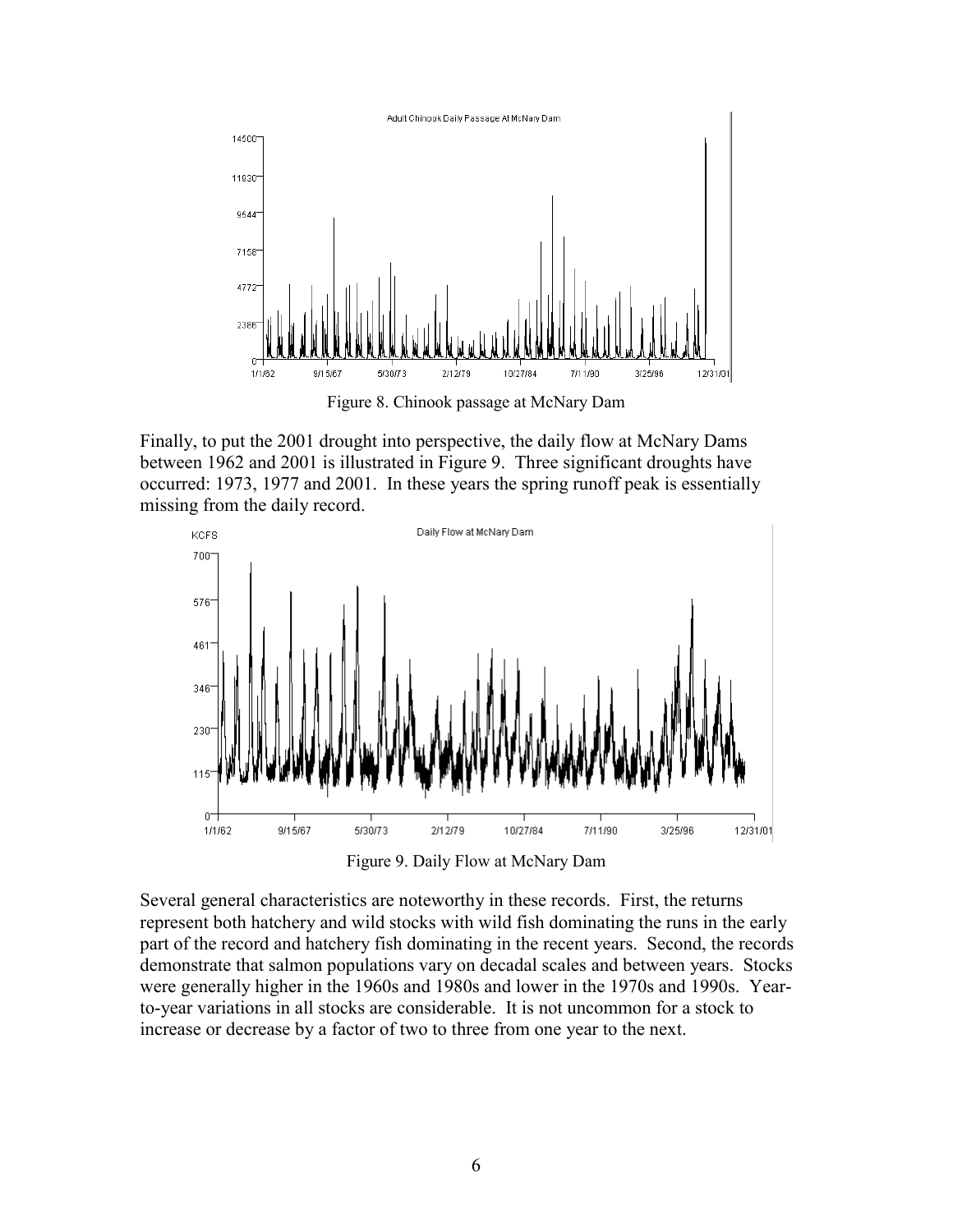Figure 8. Chinook passage at McNary Dam

Finally, to put the 2001 drought into perspective, the daily flow at McNary Dams between 1962 and 2001 is illustrated in Figure 9. Three significant droughts have occurred: 1973, 1977 and 2001. In these years the spring runoff peak is essentially missing from the daily record.

Figure 9. Daily Flow at McNary Dam

Several general characteristics are noteworthy in these records. First, the returns represent both hatchery and wild stocks with wild fish dominating the runs in the early part of the record and hatchery fish dominating in the recent years. Second, the records demonstrate that salmon populations vary on decadal scales and between years. Stocks were generally higher in the 1960s and 1980s and lower in the 1970s and 1990s. Year-to-year variations in all stocks are considerable. It is not uncommon for a stock to increase or decrease by a factor of two to three from one year to the next.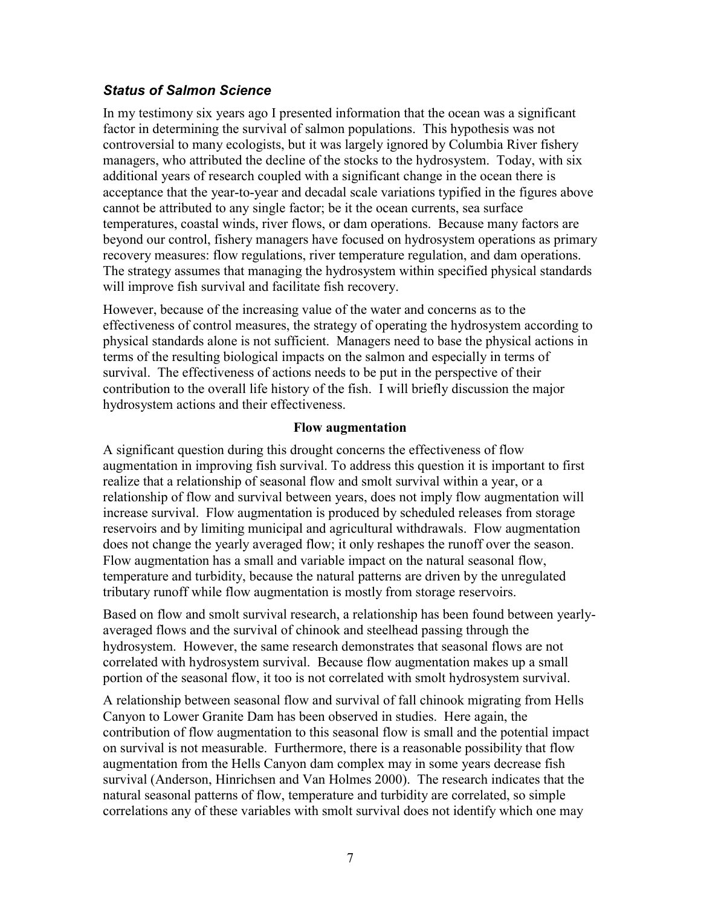### *Status of Salmon Science*

In my testimony six years ago I presented information that the ocean was a significant factor in determining the survival of salmon populations. This hypothesis was not controversial to many ecologists, but it was largely ignored by Columbia River fishery managers, who attributed the decline of the stocks to the hydrosystem. Today, with six additional years of research coupled with a significant change in the ocean there is acceptance that the year-to-year and decadal scale variations typified in the figures above cannot be attributed to any single factor; be it the ocean currents, sea surface temperatures, coastal winds, river flows, or dam operations. Because many factors are beyond our control, fishery managers have focused on hydrosystem operations as primary recovery measures: flow regulations, river temperature regulation, and dam operations. The strategy assumes that managing the hydrosystem within specified physical standards will improve fish survival and facilitate fish recovery.

However, because of the increasing value of the water and concerns as to the effectiveness of control measures, the strategy of operating the hydrosystem according to physical standards alone is not sufficient. Managers need to base the physical actions in terms of the resulting biological impacts on the salmon and especially in terms of survival. The effectiveness of actions needs to be put in the perspective of their contribution to the overall life history of the fish. I will briefly discussion the major hydrosystem actions and their effectiveness.

**Flow augmentation**

A significant question during this drought concerns the effectiveness of flow augmentation in improving fish survival. To address this question it is important to first realize that a relationship of seasonal flow and smolt survival within a year, or a relationship of flow and survival between years, does not imply flow augmentation will increase survival. Flow augmentation is produced by scheduled releases from storage reservoirs and by limiting municipal and agricultural withdrawals. Flow augmentation does not change the yearly averaged flow; it only reshapes the runoff over the season. Flow augmentation has a small and variable impact on the natural seasonal flow, temperature and turbidity, because the natural patterns are driven by the unregulated tributary runoff while flow augmentation is mostly from storage reservoirs.

Based on flow and smolt survival research, a relationship has been found between yearly-averaged flows and the survival of chinook and steelhead passing through the hydrosystem. However, the same research demonstrates that seasonal flows are not correlated with hydrosystem survival. Because flow augmentation makes up a small portion of the seasonal flow, it too is not correlated with smolt hydrosystem survival.

A relationship between seasonal flow and survival of fall chinook migrating from Hells Canyon to Lower Granite Dam has been observed in studies. Here again, the contribution of flow augmentation to this seasonal flow is small and the potential impact on survival is not measurable. Furthermore, there is a reasonable possibility that flow augmentation from the Hells Canyon dam complex may in some years decrease fish survival (Anderson, Hinrichsen and Van Holmes 2000). The research indicates that the natural seasonal patterns of flow, temperature and turbidity are correlated, so simple correlations any of these variables with smolt survival does not identify which one may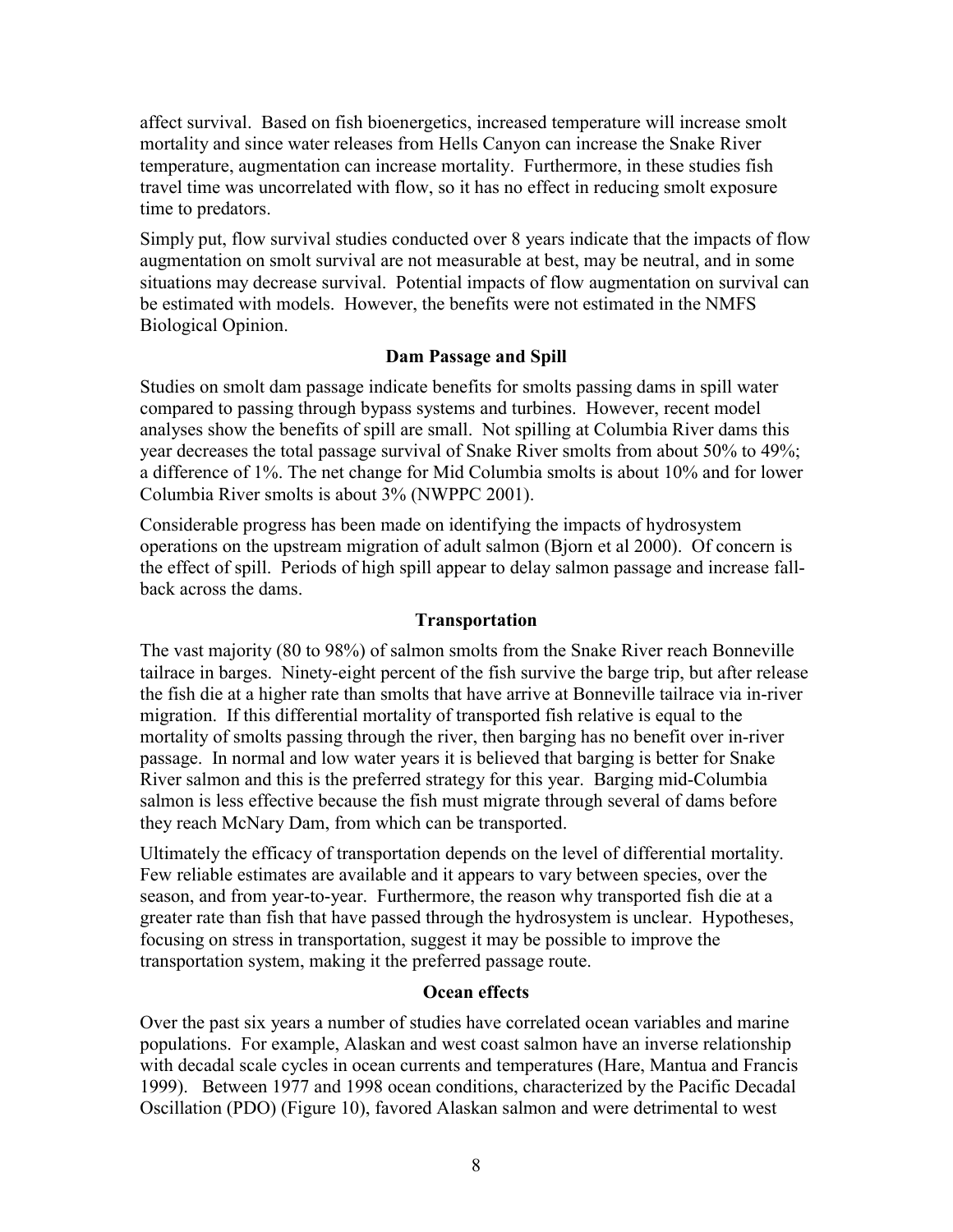affect survival. Based on fish bioenergetics, increased temperature will increase smolt mortality and since water releases from Hells Canyon can increase the Snake River temperature, augmentation can increase mortality. Furthermore, in these studies fish travel time was uncorrelated with flow, so it has no effect in reducing smolt exposure time to predators.

Simply put, flow survival studies conducted over 8 years indicate that the impacts of flow augmentation on smolt survival are not measurable at best, may be neutral, and in some situations may decrease survival. Potential impacts of flow augmentation on survival can be estimated with models. However, the benefits were not estimated in the NMFS Biological Opinion.

### Dam Passage and Spill

Studies on smolt dam passage indicate benefits for smolts passing dams in spill water compared to passing through bypass systems and turbines. However, recent model analyses show the benefits of spill are small. Not spilling at Columbia River dams this year decreases the total passage survival of Snake River smolts from about 50% to 49%; a difference of 1%. The net change for Mid Columbia smolts is about 10% and for lower Columbia River smolts is about 3% (NWPPC 2001).

Considerable progress has been made on identifying the impacts of hydrosystem operations on the upstream migration of adult salmon (Bjorn et al 2000). Of concern is the effect of spill. Periods of high spill appear to delay salmon passage and increase fall-back across the dams.

### Transportation

The vast majority (80 to 98%) of salmon smolts from the Snake River reach Bonneville tailrace in barges. Ninety-eight percent of the fish survive the barge trip, but after release the fish die at a higher rate than smolts that have arrive at Bonneville tailrace via in-river migration. If this differential mortality of transported fish relative is equal to the mortality of smolts passing through the river, then barging has no benefit over in-river passage. In normal and low water years it is believed that barging is better for Snake River salmon and this is the preferred strategy for this year. Barging mid-Columbia salmon is less effective because the fish must migrate through several of dams before they reach McNary Dam, from which can be transported.

Ultimately the efficacy of transportation depends on the level of differential mortality. Few reliable estimates are available and it appears to vary between species, over the season, and from year-to-year. Furthermore, the reason why transported fish die at a greater rate than fish that have passed through the hydrosystem is unclear. Hypotheses, focusing on stress in transportation, suggest it may be possible to improve the transportation system, making it the preferred passage route.

### Ocean effects

Over the past six years a number of studies have correlated ocean variables and marine populations. For example, Alaskan and west coast salmon have an inverse relationship with decadal scale cycles in ocean currents and temperatures (Hare, Mantua and Francis 1999). Between 1977 and 1998 ocean conditions, characterized by the Pacific Decadal Oscillation (PDO) (Figure 10), favored Alaskan salmon and were detrimental to west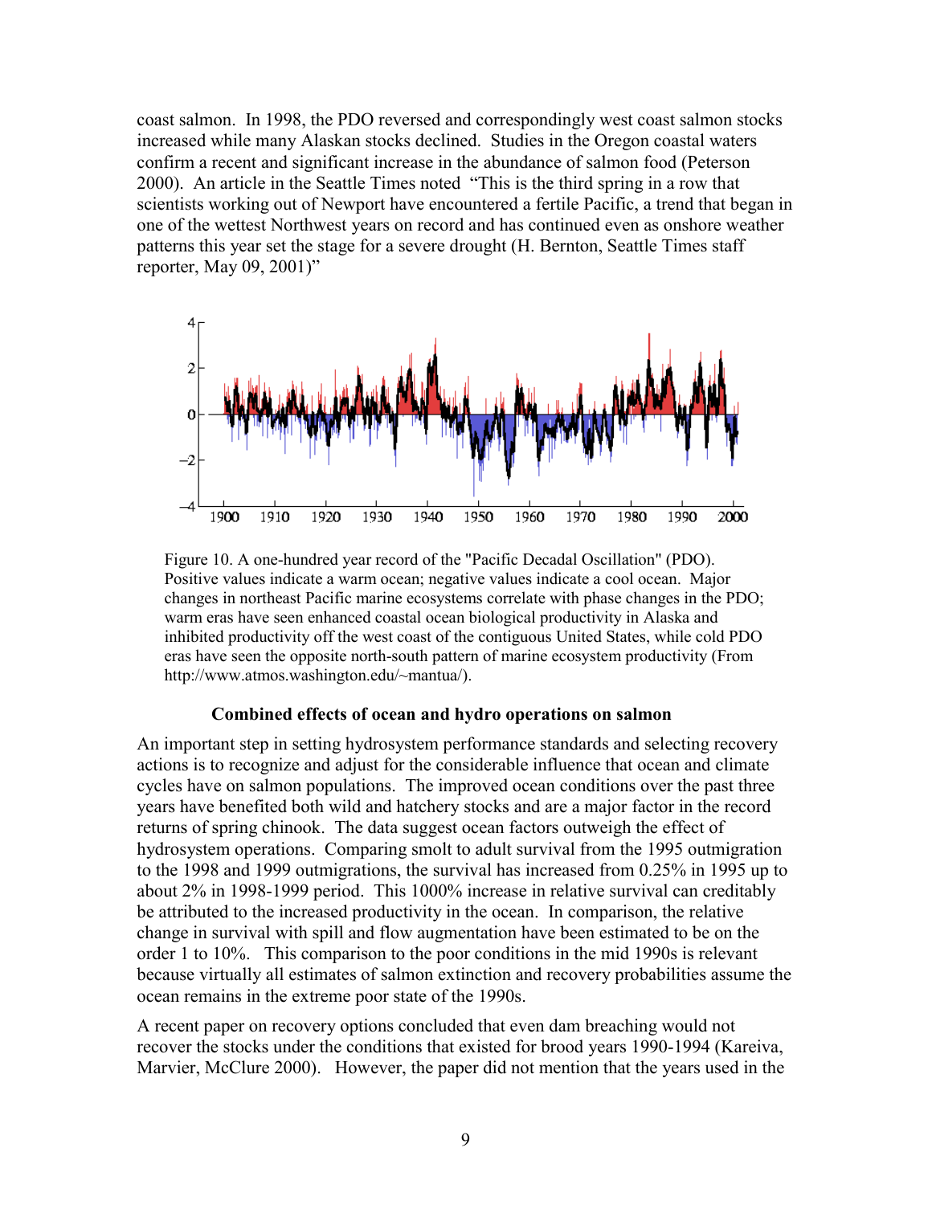coast salmon. In 1998, the PDO reversed and correspondingly west coast salmon stocks increased while many Alaskan stocks declined. Studies in the Oregon coastal waters confirm a recent and significant increase in the abundance of salmon food (Peterson 2000). An article in the Seattle Times noted "This is the third spring in a row that scientists working out of Newport have encountered a fertile Pacific, a trend that began in one of the wettest Northwest years on record and has continued even as onshore weather patterns this year set the stage for a severe drought (H. Bernton, Seattle Times staff reporter, May 09, 2001)"

Figure 10. A one-hundred year record of the "Pacific Decadal Oscillation" (PDO). Positive values indicate a warm ocean; negative values indicate a cool ocean. Major changes in northeast Pacific marine ecosystems correlate with phase changes in the PDO; warm eras have seen enhanced coastal ocean biological productivity in Alaska and inhibited productivity off the west coast of the contiguous United States, while cold PDO eras have seen the opposite north-south pattern of marine ecosystem productivity (From http://www.atmos.washington.edu/~mantua/).

### Combined effects of ocean and hydro operations on salmon

An important step in setting hydrosystem performance standards and selecting recovery actions is to recognize and adjust for the considerable influence that ocean and climate cycles have on salmon populations. The improved ocean conditions over the past three years have benefited both wild and hatchery stocks and are a major factor in the record returns of spring chinook. The data suggest ocean factors outweigh the effect of hydrosystem operations. Comparing smolt to adult survival from the 1995 outmigration to the 1998 and 1999 outmigrations, the survival has increased from 0.25% in 1995 up to about 2% in 1998-1999 period. This 1000% increase in relative survival can creditably be attributed to the increased productivity in the ocean. In comparison, the relative change in survival with spill and flow augmentation have been estimated to be on the order 1 to 10%. This comparison to the poor conditions in the mid 1990s is relevant because virtually all estimates of salmon extinction and recovery probabilities assume the ocean remains in the extreme poor state of the 1990s.

A recent paper on recovery options concluded that even dam breaching would not recover the stocks under the conditions that existed for brood years 1990-1994 (Kareiva, Marvier, McClure 2000). However, the paper did not mention that the years used in the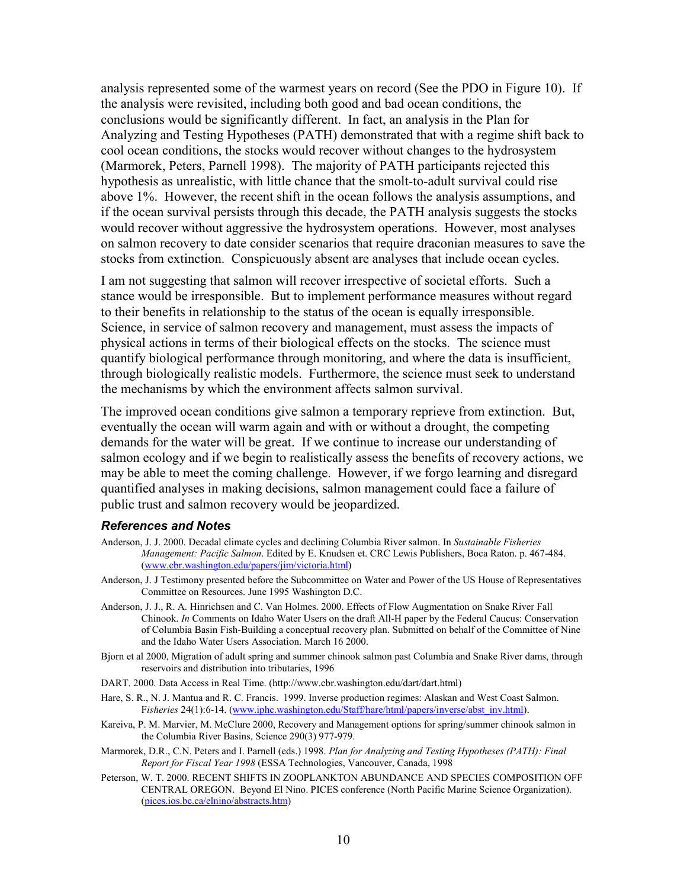analysis represented some of the warmest years on record (See the PDO in Figure 10). If the analysis were revisited, including both good and bad ocean conditions, the conclusions would be significantly different. In fact, an analysis in the Plan for Analyzing and Testing Hypotheses (PATH) demonstrated that with a regime shift back to cool ocean conditions, the stocks would recover without changes to the hydrosystem (Marmorek, Peters, Parnell 1998). The majority of PATH participants rejected this hypothesis as unrealistic, with little chance that the smolt-to-adult survival could rise above 1%. However, the recent shift in the ocean follows the analysis assumptions, and if the ocean survival persists through this decade, the PATH analysis suggests the stocks would recover without aggressive the hydrosystem operations. However, most analyses on salmon recovery to date consider scenarios that require draconian measures to save the stocks from extinction. Conspicuously absent are analyses that include ocean cycles.

I am not suggesting that salmon will recover irrespective of societal efforts. Such a stance would be irresponsible. But to implement performance measures without regard to their benefits in relationship to the status of the ocean is equally irresponsible. Science, in service of salmon recovery and management, must assess the impacts of physical actions in terms of their biological effects on the stocks. The science must quantify biological performance through monitoring, and where the data is insufficient, through biologically realistic models. Furthermore, the science must seek to understand the mechanisms by which the environment affects salmon survival.

The improved ocean conditions give salmon a temporary reprieve from extinction. But, eventually the ocean will warm again and with or without a drought, the competing demands for the water will be great. If we continue to increase our understanding of salmon ecology and if we begin to realistically assess the benefits of recovery actions, we may be able to meet the coming challenge. However, if we forgo learning and disregard quantified analyses in making decisions, salmon management could face a failure of public trust and salmon recovery would be jeopardized.

### *References and Notes*

Anderson, J. J. 2000. Decadal climate cycles and declining Columbia River salmon. In *Sustainable Fisheries Management: Pacific Salmon*. Edited by E. Knudsen et. CRC Lewis Publishers, Boca Raton. p. 467-484. (www.cbr.washington.edu/papers/jim/victoria.html)

Anderson, J. J Testimony presented before the Subcommittee on Water and Power of the US House of Representatives Committee on Resources. June 1995 Washington D.C.

Anderson, J. J., R. A. Hinrichsen and C. Van Holmes. 2000. Effects of Flow Augmentation on Snake River Fall Chinook. *In* Comments on Idaho Water Users on the draft All-H paper by the Federal Caucus: Conservation of Columbia Basin Fish-Building a conceptual recovery plan. Submitted on behalf of the Committee of Nine and the Idaho Water Users Association. March 16 2000.

Bjorn et al 2000, Migration of adult spring and summer chinook salmon past Columbia and Snake River dams, through reservoirs and distribution into tributaries, 1996

DART. 2000. Data Access in Real Time. (http://www.cbr.washington.edu/dart/dart.html)

Hare, S. R., N. J. Mantua and R. C. Francis. 1999. Inverse production regimes: Alaskan and West Coast Salmon. F*isheries* 24(1):6-14. (www.iphc.washington.edu/Staff/hare/html/papers/inverse/abst_inv.html).

Kareiva, P. M. Marvier, M. McClure 2000, Recovery and Management options for spring/summer chinook salmon in the Columbia River Basins, Science 290(3) 977-979.

Marmorek, D.R., C.N. Peters and I. Parnell (eds.) 1998. *Plan for Analyzing and Testing Hypotheses (PATH): Final Report for Fiscal Year 1998* (ESSA Technologies, Vancouver, Canada, 1998

Peterson, W. T. 2000. RECENT SHIFTS IN ZOOPLANKTON ABUNDANCE AND SPECIES COMPOSITION OFF CENTRAL OREGON. Beyond El Nino. PICES conference (North Pacific Marine Science Organization). (pices.ios.bc.ca/elnino/abstracts.htm)